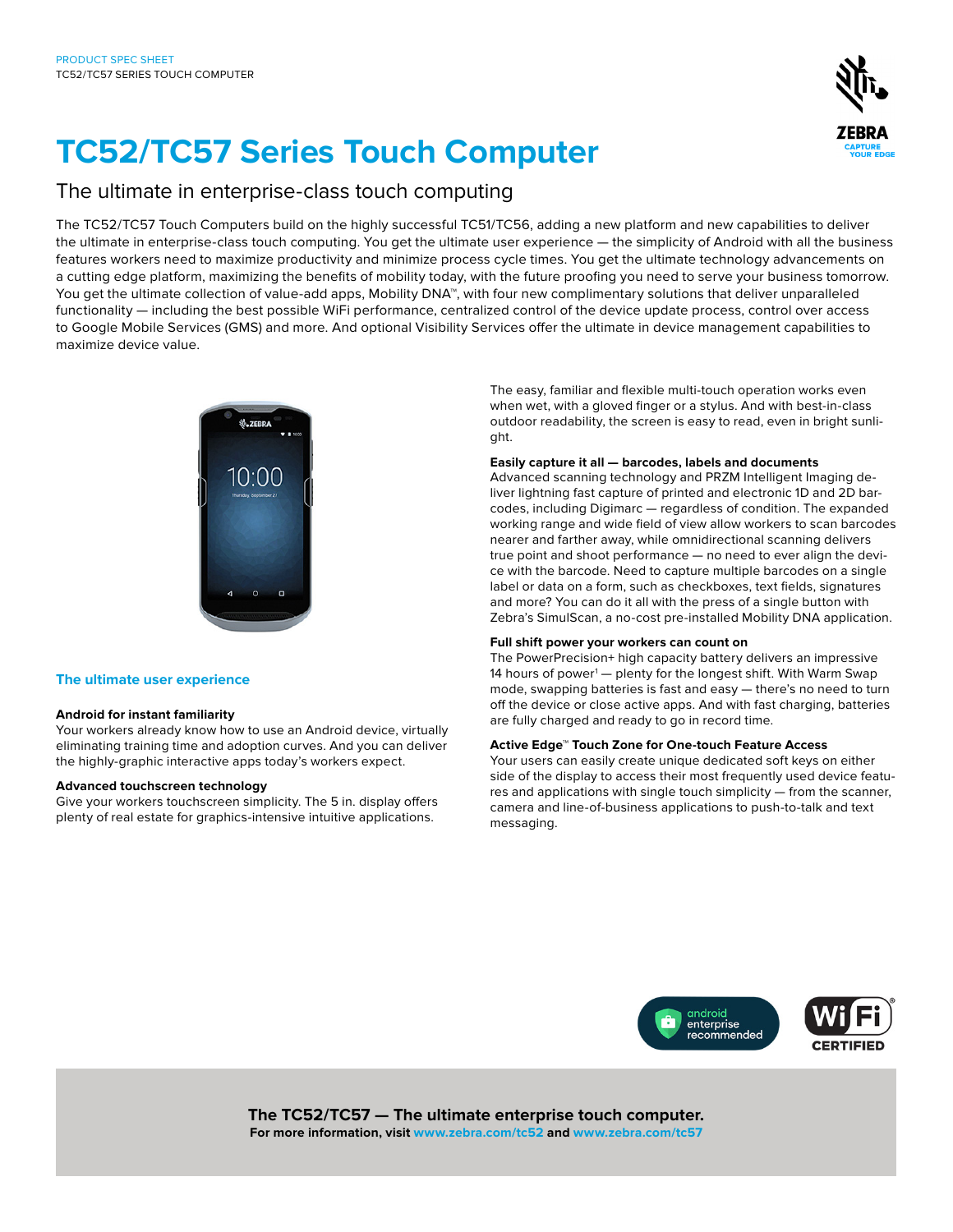PRODUCT SPEC SHEET
TC52/TC57 SERIES TOUCH COMPUTER

# TC52/TC57 Series Touch Computer

## The ultimate in enterprise-class touch computing

The TC52/TC57 Touch Computers build on the highly successful TC51/TC56, adding a new platform and new capabilities to deliver the ultimate in enterprise-class touch computing. You get the ultimate user experience — the simplicity of Android with all the business features workers need to maximize productivity and minimize process cycle times. You get the ultimate technology advancements on a cutting edge platform, maximizing the benefits of mobility today, with the future proofing you need to serve your business tomorrow. You get the ultimate collection of value-add apps, Mobility DNA™, with four new complimentary solutions that deliver unparalleled functionality — including the best possible WiFi performance, centralized control of the device update process, control over access to Google Mobile Services (GMS) and more. And optional Visibility Services offer the ultimate in device management capabilities to maximize device value.

## The ultimate user experience

### Android for instant familiarity

Your workers already know how to use an Android device, virtually eliminating training time and adoption curves. And you can deliver the highly-graphic interactive apps today's workers expect.

### Advanced touchscreen technology

Give your workers touchscreen simplicity. The 5 in. display offers plenty of real estate for graphics-intensive intuitive applications. The easy, familiar and flexible multi-touch operation works even when wet, with a gloved finger or a stylus. And with best-in-class outdoor readability, the screen is easy to read, even in bright sunlight.

### Easily capture it all — barcodes, labels and documents

Advanced scanning technology and PRZM Intelligent Imaging deliver lightning fast capture of printed and electronic 1D and 2D barcodes, including Digimarc — regardless of condition. The expanded working range and wide field of view allow workers to scan barcodes nearer and farther away, while omnidirectional scanning delivers true point and shoot performance — no need to ever align the device with the barcode. Need to capture multiple barcodes on a single label or data on a form, such as checkboxes, text fields, signatures and more? You can do it all with the press of a single button with Zebra's SimulScan, a no-cost pre-installed Mobility DNA application.

### Full shift power your workers can count on

The PowerPrecision+ high capacity battery delivers an impressive 14 hours of power[1] — plenty for the longest shift. With Warm Swap mode, swapping batteries is fast and easy — there's no need to turn off the device or close active apps. And with fast charging, batteries are fully charged and ready to go in record time.

### Active Edge™ Touch Zone for One-touch Feature Access

Your users can easily create unique dedicated soft keys on either side of the display to access their most frequently used device features and applications with single touch simplicity — from the scanner, camera and line-of-business applications to push-to-talk and text messaging.

android enterprise recommended

Wi-Fi CERTIFIED

**The TC52/TC57 — The ultimate enterprise touch computer.**
**For more information, visit www.zebra.com/tc52 and www.zebra.com/tc57**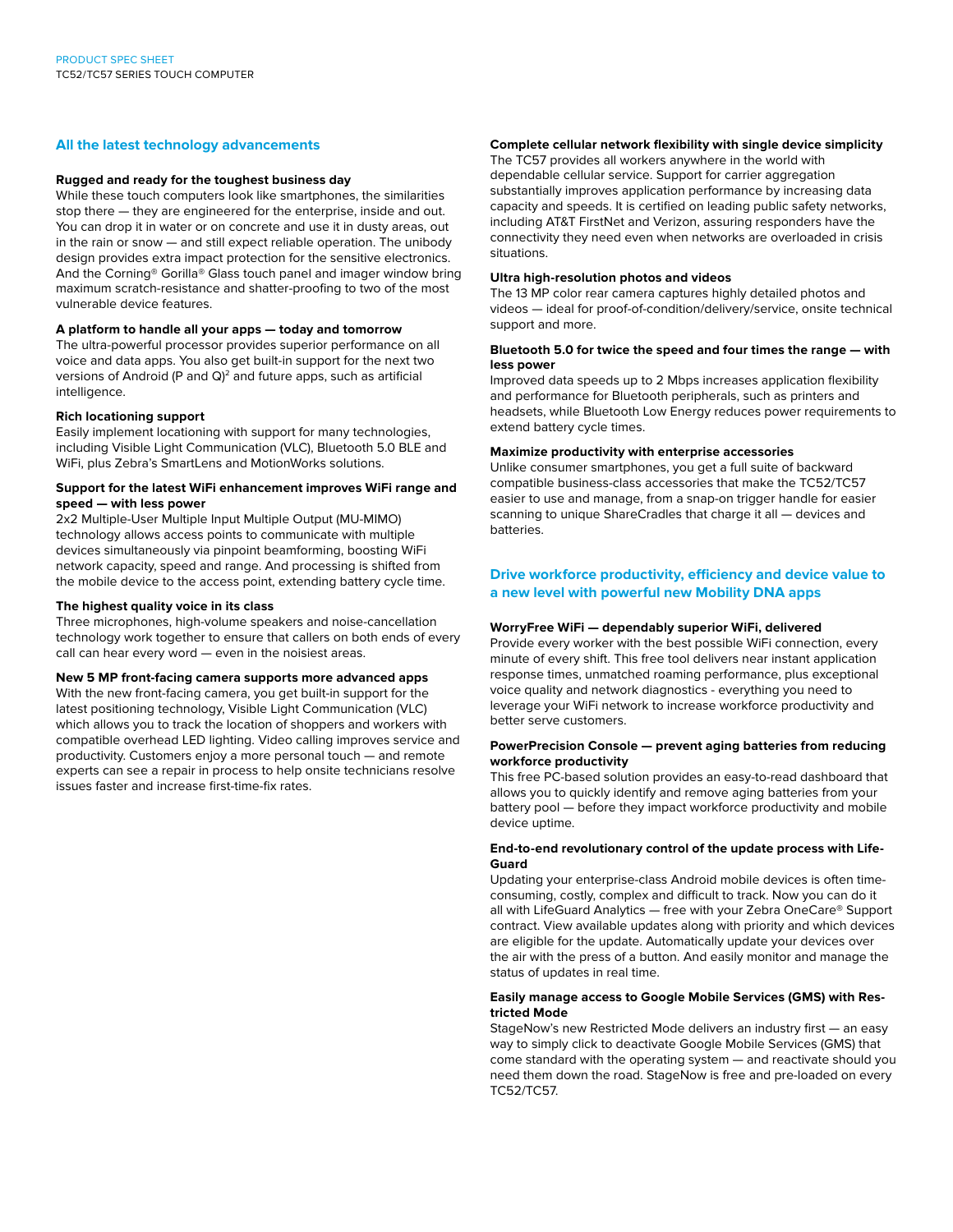## All the latest technology advancements

### Rugged and ready for the toughest business day

While these touch computers look like smartphones, the similarities stop there — they are engineered for the enterprise, inside and out. You can drop it in water or on concrete and use it in dusty areas, out in the rain or snow — and still expect reliable operation. The unibody design provides extra impact protection for the sensitive electronics. And the Corning® Gorilla® Glass touch panel and imager window bring maximum scratch-resistance and shatter-proofing to two of the most vulnerable device features.

### A platform to handle all your apps — today and tomorrow

The ultra-powerful processor provides superior performance on all voice and data apps. You also get built-in support for the next two versions of Android (P and Q)[2] and future apps, such as artificial intelligence.

### Rich locationing support

Easily implement locationing with support for many technologies, including Visible Light Communication (VLC), Bluetooth 5.0 BLE and WiFi, plus Zebra's SmartLens and MotionWorks solutions.

### Support for the latest WiFi enhancement improves WiFi range and speed — with less power

2x2 Multiple-User Multiple Input Multiple Output (MU-MIMO) technology allows access points to communicate with multiple devices simultaneously via pinpoint beamforming, boosting WiFi network capacity, speed and range. And processing is shifted from the mobile device to the access point, extending battery cycle time.

### The highest quality voice in its class

Three microphones, high-volume speakers and noise-cancellation technology work together to ensure that callers on both ends of every call can hear every word — even in the noisiest areas.

### New 5 MP front-facing camera supports more advanced apps

With the new front-facing camera, you get built-in support for the latest positioning technology, Visible Light Communication (VLC) which allows you to track the location of shoppers and workers with compatible overhead LED lighting. Video calling improves service and productivity. Customers enjoy a more personal touch — and remote experts can see a repair in process to help onsite technicians resolve issues faster and increase first-time-fix rates.

### Complete cellular network flexibility with single device simplicity

The TC57 provides all workers anywhere in the world with dependable cellular service. Support for carrier aggregation substantially improves application performance by increasing data capacity and speeds. It is certified on leading public safety networks, including AT&T FirstNet and Verizon, assuring responders have the connectivity they need even when networks are overloaded in crisis situations.

### Ultra high-resolution photos and videos

The 13 MP color rear camera captures highly detailed photos and videos — ideal for proof-of-condition/delivery/service, onsite technical support and more.

### Bluetooth 5.0 for twice the speed and four times the range — with less power

Improved data speeds up to 2 Mbps increases application flexibility and performance for Bluetooth peripherals, such as printers and headsets, while Bluetooth Low Energy reduces power requirements to extend battery cycle times.

### Maximize productivity with enterprise accessories

Unlike consumer smartphones, you get a full suite of backward compatible business-class accessories that make the TC52/TC57 easier to use and manage, from a snap-on trigger handle for easier scanning to unique ShareCradles that charge it all — devices and batteries.

## Drive workforce productivity, efficiency and device value to a new level with powerful new Mobility DNA apps

### WorryFree WiFi — dependably superior WiFi, delivered

Provide every worker with the best possible WiFi connection, every minute of every shift. This free tool delivers near instant application response times, unmatched roaming performance, plus exceptional voice quality and network diagnostics - everything you need to leverage your WiFi network to increase workforce productivity and better serve customers.

### PowerPrecision Console — prevent aging batteries from reducing workforce productivity

This free PC-based solution provides an easy-to-read dashboard that allows you to quickly identify and remove aging batteries from your battery pool — before they impact workforce productivity and mobile device uptime.

### End-to-end revolutionary control of the update process with Life-Guard

Updating your enterprise-class Android mobile devices is often time-consuming, costly, complex and difficult to track. Now you can do it all with LifeGuard Analytics — free with your Zebra OneCare® Support contract. View available updates along with priority and which devices are eligible for the update. Automatically update your devices over the air with the press of a button. And easily monitor and manage the status of updates in real time.

### Easily manage access to Google Mobile Services (GMS) with Restricted Mode

StageNow's new Restricted Mode delivers an industry first — an easy way to simply click to deactivate Google Mobile Services (GMS) that come standard with the operating system — and reactivate should you need them down the road. StageNow is free and pre-loaded on every TC52/TC57.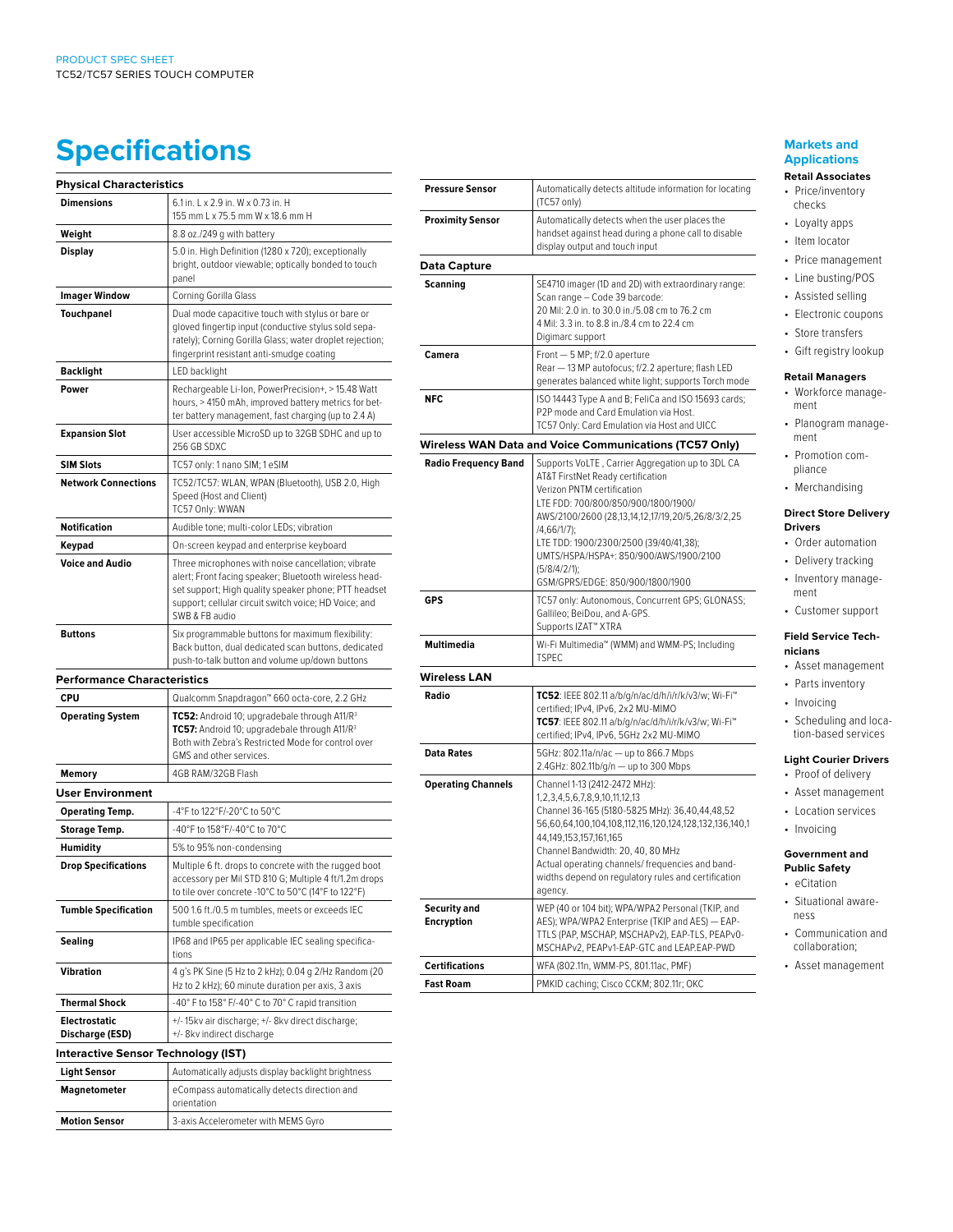PRODUCT SPEC SHEET
TC52/TC57 SERIES TOUCH COMPUTER

# Specifications

## Physical Characteristics

| | |
|---|---|
| **Dimensions** | 6.1 in. L x 2.9 in. W x 0.73 in. H<br>155 mm L x 75.5 mm W x 18.6 mm H |
| **Weight** | 8.8 oz./249 g with battery |
| **Display** | 5.0 in. High Definition (1280 x 720); exceptionally bright, outdoor viewable; optically bonded to touch panel |
| **Imager Window** | Corning Gorilla Glass |
| **Touchpanel** | Dual mode capacitive touch with stylus or bare or gloved fingertip input (conductive stylus sold separately); Corning Gorilla Glass; water droplet rejection; fingerprint resistant anti-smudge coating |
| **Backlight** | LED backlight |
| **Power** | Rechargeable Li-Ion, PowerPrecision+, > 15.48 Watt hours, > 4150 mAh, improved battery metrics for better battery management, fast charging (up to 2.4 A) |
| **Expansion Slot** | User accessible MicroSD up to 32GB SDHC and up to 256 GB SDXC |
| **SIM Slots** | TC57 only: 1 nano SIM; 1 eSIM |
| **Network Connections** | TC52/TC57: WLAN, WPAN (Bluetooth), USB 2.0, High Speed (Host and Client)<br>TC57 Only: WWAN |
| **Notification** | Audible tone; multi-color LEDs; vibration |
| **Keypad** | On-screen keypad and enterprise keyboard |
| **Voice and Audio** | Three microphones with noise cancellation; vibrate alert; Front facing speaker; Bluetooth wireless headset support; High quality speaker phone; PTT headset support; cellular circuit switch voice; HD Voice; and SWB & FB audio |
| **Buttons** | Six programmable buttons for maximum flexibility: Back button, dual dedicated scan buttons, dedicated push-to-talk button and volume up/down buttons |

## Performance Characteristics

| | |
|---|---|
| **CPU** | Qualcomm Snapdragon™ 660 octa-core, 2.2 GHz |
| **Operating System** | **TC52:** Android 10; upgradebale through A11/R[3]<br>**TC57:** Android 10; upgradebale through A11/R[3]<br>Both with Zebra's Restricted Mode for control over GMS and other services. |
| **Memory** | 4GB RAM/32GB Flash |

## User Environment

| | |
|---|---|
| **Operating Temp.** | -4°F to 122°F/-20°C to 50°C |
| **Storage Temp.** | -40°F to 158°F/-40°C to 70°C |
| **Humidity** | 5% to 95% non-condensing |
| **Drop Specifications** | Multiple 6 ft. drops to concrete with the rugged boot accessory per Mil STD 810 G; Multiple 4 ft/1.2m drops to tile over concrete -10°C to 50°C (14°F to 122°F) |
| **Tumble Specification** | 500 1.6 ft./0.5 m tumbles, meets or exceeds IEC tumble specification |
| **Sealing** | IP68 and IP65 per applicable IEC sealing specifications |
| **Vibration** | 4 g's PK Sine (5 Hz to 2 kHz); 0.04 g 2/Hz Random (20 Hz to 2 kHz); 60 minute duration per axis, 3 axis |
| **Thermal Shock** | -40° F to 158° F/-40° C to 70° C rapid transition |
| **Electrostatic Discharge (ESD)** | +/- 15kv air discharge; +/- 8kv direct discharge; +/- 8kv indirect discharge |

## Interactive Sensor Technology (IST)

| | |
|---|---|
| **Light Sensor** | Automatically adjusts display backlight brightness |
| **Magnetometer** | eCompass automatically detects direction and orientation |
| **Motion Sensor** | 3-axis Accelerometer with MEMS Gyro |
| **Pressure Sensor** | Automatically detects altitude information for locating (TC57 only) |
| **Proximity Sensor** | Automatically detects when the user places the handset against head during a phone call to disable display output and touch input |

## Data Capture

| | |
|---|---|
| **Scanning** | SE4710 imager (1D and 2D) with extraordinary range: Scan range – Code 39 barcode:<br>20 Mil: 2.0 in. to 30.0 in./5.08 cm to 76.2 cm<br>4 Mil: 3.3 in. to 8.8 in./8.4 cm to 22.4 cm<br>Digimarc support |
| **Camera** | Front — 5 MP; f/2.0 aperture<br>Rear — 13 MP autofocus; f/2.2 aperture; flash LED generates balanced white light; supports Torch mode |
| **NFC** | ISO 14443 Type A and B; FeliCa and ISO 15693 cards; P2P mode and Card Emulation via Host.<br>TC57 Only: Card Emulation via Host and UICC |

## Wireless WAN Data and Voice Communications (TC57 Only)

| | |
|---|---|
| **Radio Frequency Band** | Supports VoLTE , Carrier Aggregation up to 3DL CA<br>AT&T FirstNet Ready certification<br>Verizon PNTM certification<br>LTE FDD: 700/800/850/900/1800/1900/AWS/2100/2600 (28,13,14,12,17,19,20/5,26/8/3/2,25/4,66/1/7);<br>LTE TDD: 1900/2300/2500 (39/40/41,38);<br>UMTS/HSPA/HSPA+: 850/900/AWS/1900/2100 (5/8/4/2/1);<br>GSM/GPRS/EDGE: 850/900/1800/1900 |
| **GPS** | TC57 only: Autonomous, Concurrent GPS; GLONASS; Gallileo; BeiDou, and A-GPS.<br>Supports IZAT™ XTRA |
| **Multimedia** | Wi-Fi Multimedia™ (WMM) and WMM-PS; Including TSPEC |

## Wireless LAN

| | |
|---|---|
| **Radio** | **TC52**: IEEE 802.11 a/b/g/n/ac/d/h/i/r/k/v3/w; Wi-Fi™ certified; IPv4, IPv6, 2x2 MU-MIMO<br>**TC57**: IEEE 802.11 a/b/g/n/ac/d/h/i/r/k/v3/w; Wi-Fi™ certified; IPv4, IPv6, 5GHz 2x2 MU-MIMO |
| **Data Rates** | 5GHz: 802.11a/n/ac — up to 866.7 Mbps<br>2.4GHz: 802.11b/g/n — up to 300 Mbps |
| **Operating Channels** | Channel 1-13 (2412-2472 MHz): 1,2,3,4,5,6,7,8,9,10,11,12,13<br>Channel 36-165 (5180-5825 MHz): 36,40,44,48,52 56,60,64,100,104,108,112,116,120,124,128,132,136,140,144,149,153,157,161,165<br>Channel Bandwidth: 20, 40, 80 MHz<br>Actual operating channels/ frequencies and bandwidths depend on regulatory rules and certification agency. |
| **Security and Encryption** | WEP (40 or 104 bit); WPA/WPA2 Personal (TKIP, and AES); WPA/WPA2 Enterprise (TKIP and AES) — EAP-TTLS (PAP, MSCHAP, MSCHAPv2), EAP-TLS, PEAPv0-MSCHAPv2, PEAPv1-EAP-GTC and LEAP.EAP-PWD |
| **Certifications** | WFA (802.11n, WMM-PS, 801.11ac, PMF) |
| **Fast Roam** | PMKID caching; Cisco CCKM; 802.11r; OKC |

## Markets and Applications

**Retail Associates**
- Price/inventory checks
- Loyalty apps
- Item locator
- Price management
- Line busting/POS
- Assisted selling
- Electronic coupons
- Store transfers
- Gift registry lookup

**Retail Managers**
- Workforce management
- Planogram management
- Promotion compliance
- Merchandising

**Direct Store Delivery Drivers**
- Order automation
- Delivery tracking
- Inventory management
- Customer support

**Field Service Technicians**
- Asset management
- Parts inventory
- Invoicing
- Scheduling and location-based services

**Light Courier Drivers**
- Proof of delivery
- Asset management
- Location services
- Invoicing

**Government and Public Safety**
- eCitation
- Situational awareness
- Communication and collaboration;
- Asset management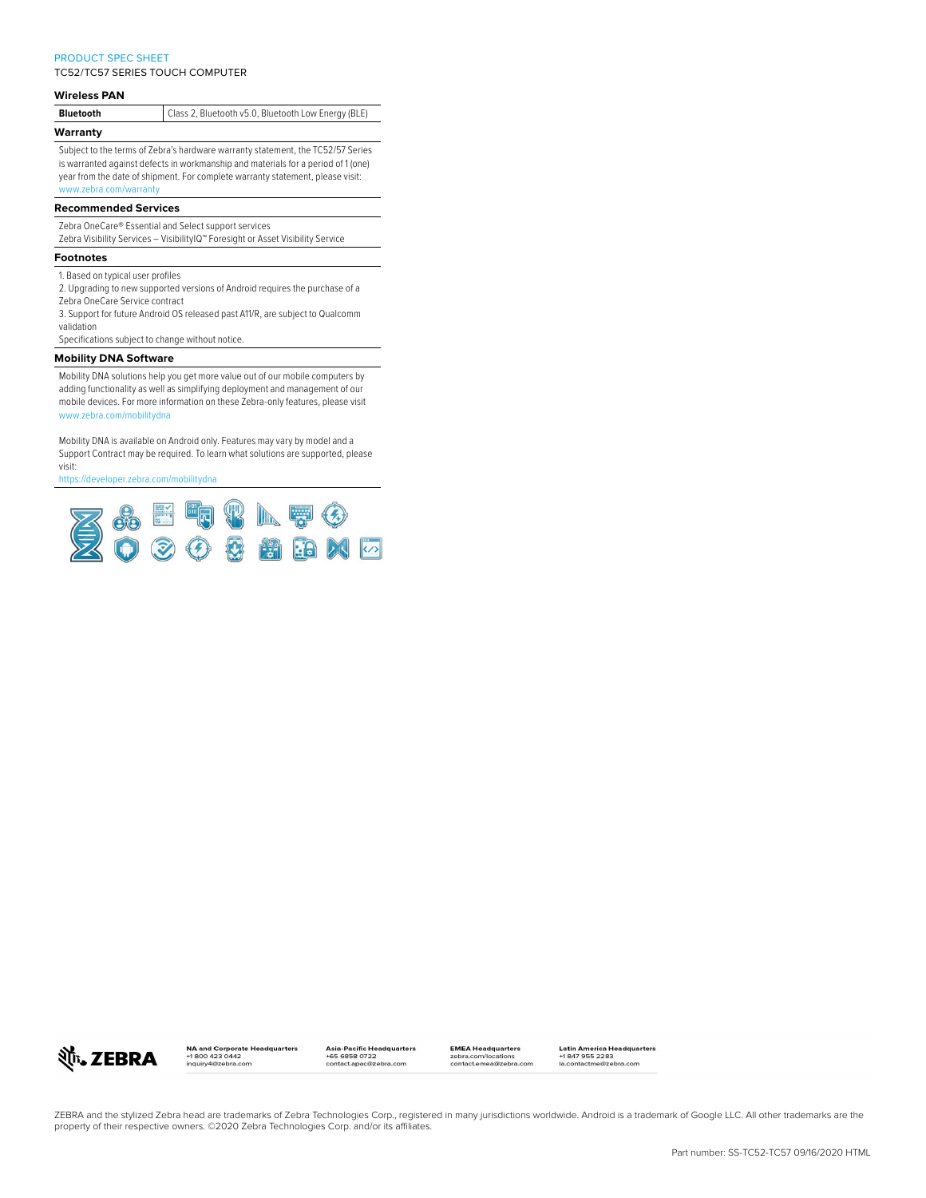## Wireless PAN

| | |
|---|---|
| **Bluetooth** | Class 2, Bluetooth v5.0, Bluetooth Low Energy (BLE) |

## Warranty

Subject to the terms of Zebra's hardware warranty statement, the TC52/57 Series is warranted against defects in workmanship and materials for a period of 1 (one) year from the date of shipment. For complete warranty statement, please visit: www.zebra.com/warranty

## Recommended Services

Zebra OneCare® Essential and Select support services
Zebra Visibility Services – VisibilityIQ™ Foresight or Asset Visibility Service

## Footnotes

1. Based on typical user profiles
2. Upgrading to new supported versions of Android requires the purchase of a Zebra OneCare Service contract
3. Support for future Android OS released past A11/R, are subject to Qualcomm validation

Specifications subject to change without notice.

## Mobility DNA Software

Mobility DNA solutions help you get more value out of our mobile computers by adding functionality as well as simplifying deployment and management of our mobile devices. For more information on these Zebra-only features, please visit www.zebra.com/mobilitydna

Mobility DNA is available on Android only. Features may vary by model and a Support Contract may be required. To learn what solutions are supported, please visit:
https://developer.zebra.com/mobilitydna

**NA and Corporate Headquarters**
+1 800 423 0442
inquiry4@zebra.com

**Asia-Pacific Headquarters**
+65 6858 0722
contact.apac@zebra.com

**EMEA Headquarters**
zebra.com/locations
contact.emea@zebra.com

**Latin America Headquarters**
+1 847 955 2283
la.contactme@zebra.com

ZEBRA and the stylized Zebra head are trademarks of Zebra Technologies Corp., registered in many jurisdictions worldwide. Android is a trademark of Google LLC. All other trademarks are the property of their respective owners. ©2020 Zebra Technologies Corp. and/or its affiliates.

Part number: SS-TC52-TC57 09/16/2020 HTML